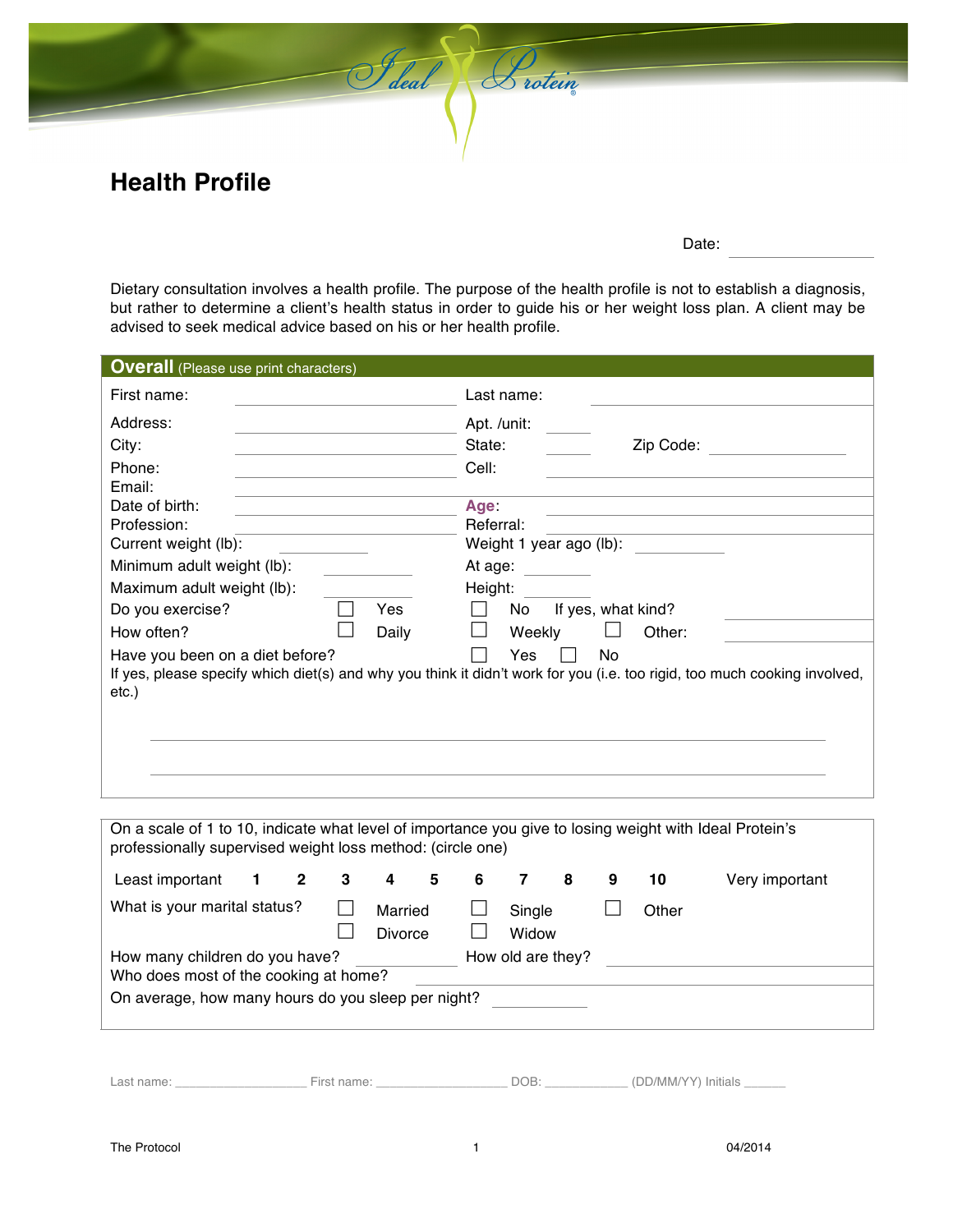Ideal Protein

# Health Profile

Date: ____________

Dietary consultation involves a health profile. The purpose of the health profile is not to establish a diagnosis, but rather to determine a client's health status in order to guide his or her weight loss plan. A client may be advised to seek medical advice based on his or her health profile.

## Overall (Please use print characters)

First name: ____________ Last name: ____________

Address: ____________ Apt. /unit: ______

City: ____________ State: ______ Zip Code: ____________

Phone: ____________ Cell: ____________

Email: ____________

Date of birth: ____________ **Age**: ____________

Profession: ____________ Referral: ____________

Current weight (lb): ____________ Weight 1 year ago (lb): ____________

Minimum adult weight (lb): ____________ At age: ______

Maximum adult weight (lb): ____________ Height: ______

Do you exercise? ☐ Yes ☐ No If yes, what kind? ____________

How often? ☐ Daily ☐ Weekly ☐ Other: ____________

Have you been on a diet before? ☐ Yes ☐ No

If yes, please specify which diet(s) and why you think it didn't work for you (i.e. too rigid, too much cooking involved, etc.)

______________________________________________

______________________________________________

On a scale of 1 to 10, indicate what level of importance you give to losing weight with Ideal Protein's professionally supervised weight loss method: (circle one)

Least important **1 2 3 4 5 6 7 8 9 10** Very important

What is your marital status? ☐ Married ☐ Single ☐ Other ☐ Divorce ☐ Widow

How many children do you have? ____________ How old are they? ____________

Who does most of the cooking at home? ____________

On average, how many hours do you sleep per night? ____________

Last name: ____________ First name: ____________ DOB: ____________ (DD/MM/YY) Initials ______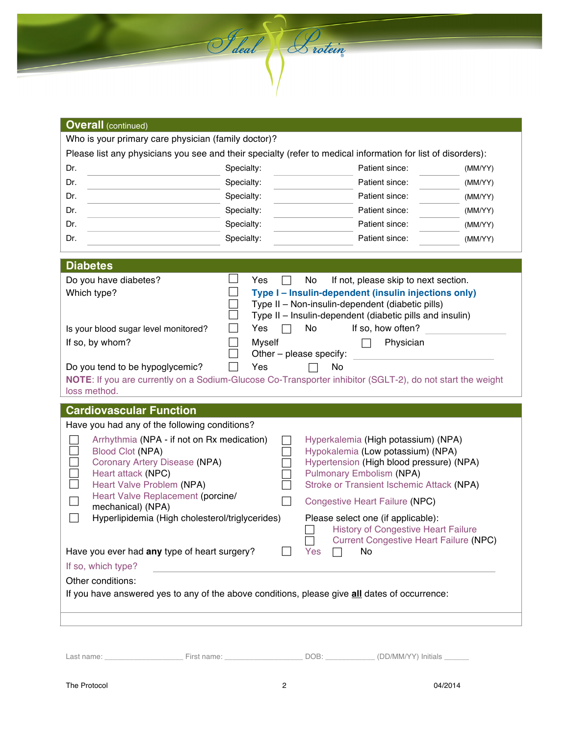## Overall (continued)

Who is your primary care physician (family doctor)?

Please list any physicians you see and their specialty (refer to medical information for list of disorders):

| Dr. | Specialty: | Patient since: | (MM/YY) |
|---|---|---|---|
| Dr. | Specialty: | Patient since: | (MM/YY) |
| Dr. | Specialty: | Patient since: | (MM/YY) |
| Dr. | Specialty: | Patient since: | (MM/YY) |
| Dr. | Specialty: | Patient since: | (MM/YY) |
| Dr. | Specialty: | Patient since: | (MM/YY) |
| Dr. | Specialty: | Patient since: | (MM/YY) |

## Diabetes

Do you have diabetes? ☐ Yes ☐ No If not, please skip to next section.

Which type?
- ☐ **Type I – Insulin-dependent (insulin injections only)**
- ☐ Type II – Non-insulin-dependent (diabetic pills)
- ☐ Type II – Insulin-dependent (diabetic pills and insulin)

Is your blood sugar level monitored? ☐ Yes ☐ No If so, how often? ______________

If so, by whom? ☐ Myself ☐ Physician ☐ Other – please specify: ______________

Do you tend to be hypoglycemic? ☐ Yes ☐ No

**NOTE**: If you are currently on a Sodium-Glucose Co-Transporter inhibitor (SGLT-2), do not start the weight loss method.

## Cardiovascular Function

Have you had any of the following conditions?

- ☐ Arrhythmia (NPA - if not on Rx medication)
- ☐ Blood Clot (NPA)
- ☐ Coronary Artery Disease (NPA)
- ☐ Heart attack (NPC)
- ☐ Heart Valve Problem (NPA)
- ☐ Heart Valve Replacement (porcine/ mechanical) (NPA)
- ☐ Hyperlipidemia (High cholesterol/triglycerides)
- ☐ Hyperkalemia (High potassium) (NPA)
- ☐ Hypokalemia (Low potassium) (NPA)
- ☐ Hypertension (High blood pressure) (NPA)
- ☐ Pulmonary Embolism (NPA)
- ☐ Stroke or Transient Ischemic Attack (NPA)
- ☐ Congestive Heart Failure (NPC)

Please select one (if applicable):
- ☐ History of Congestive Heart Failure
- ☐ Current Congestive Heart Failure (NPC)

Have you ever had **any** type of heart surgery? ☐ Yes ☐ No

If so, which type? ______________________________

Other conditions:

If you have answered yes to any of the above conditions, please give **all** dates of occurrence:

Last name: ______________ First name: ______________ DOB: __________ (DD/MM/YY) Initials ______

The Protocol 04/2014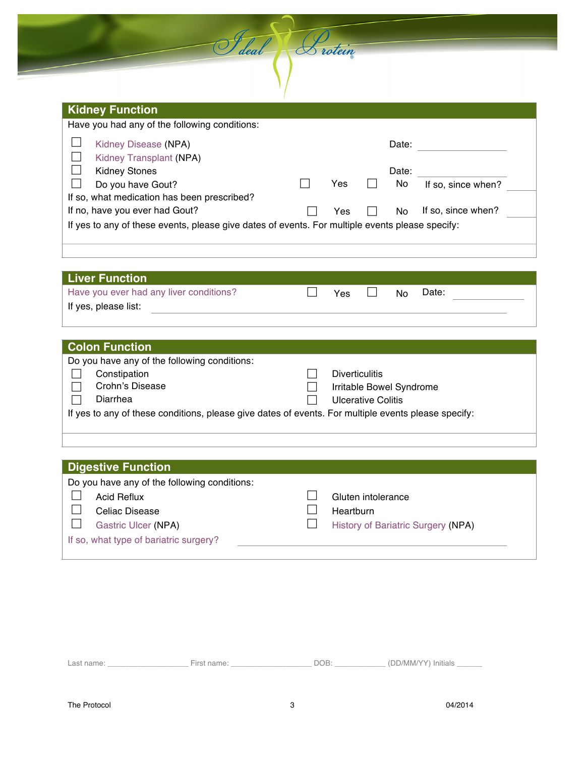## Kidney Function

Have you had any of the following conditions:

- ☐ Kidney Disease (NPA) Date: ____________
- ☐ Kidney Transplant (NPA)
- ☐ Kidney Stones Date: ____________
- ☐ Do you have Gout? ☐ Yes ☐ No If so, since when? ________

If so, what medication has been prescribed?

If no, have you ever had Gout? ☐ Yes ☐ No If so, since when? ________

If yes to any of these events, please give dates of events. For multiple events please specify:

## Liver Function

Have you ever had any liver conditions? ☐ Yes ☐ No Date: ____________

If yes, please list: ____________________________________________

## Colon Function

Do you have any of the following conditions:

| | |
|---|---|
| ☐ Constipation | ☐ Diverticulitis |
| ☐ Crohn's Disease | ☐ Irritable Bowel Syndrome |
| ☐ Diarrhea | ☐ Ulcerative Colitis |

If yes to any of these conditions, please give dates of events. For multiple events please specify:

## Digestive Function

Do you have any of the following conditions:

| | |
|---|---|
| ☐ Acid Reflux | ☐ Gluten intolerance |
| ☐ Celiac Disease | ☐ Heartburn |
| ☐ Gastric Ulcer (NPA) | ☐ History of Bariatric Surgery (NPA) |

If so, what type of bariatric surgery? ____________________________________________

Last name: ________________ First name: ________________ DOB: __________ (DD/MM/YY) Initials ______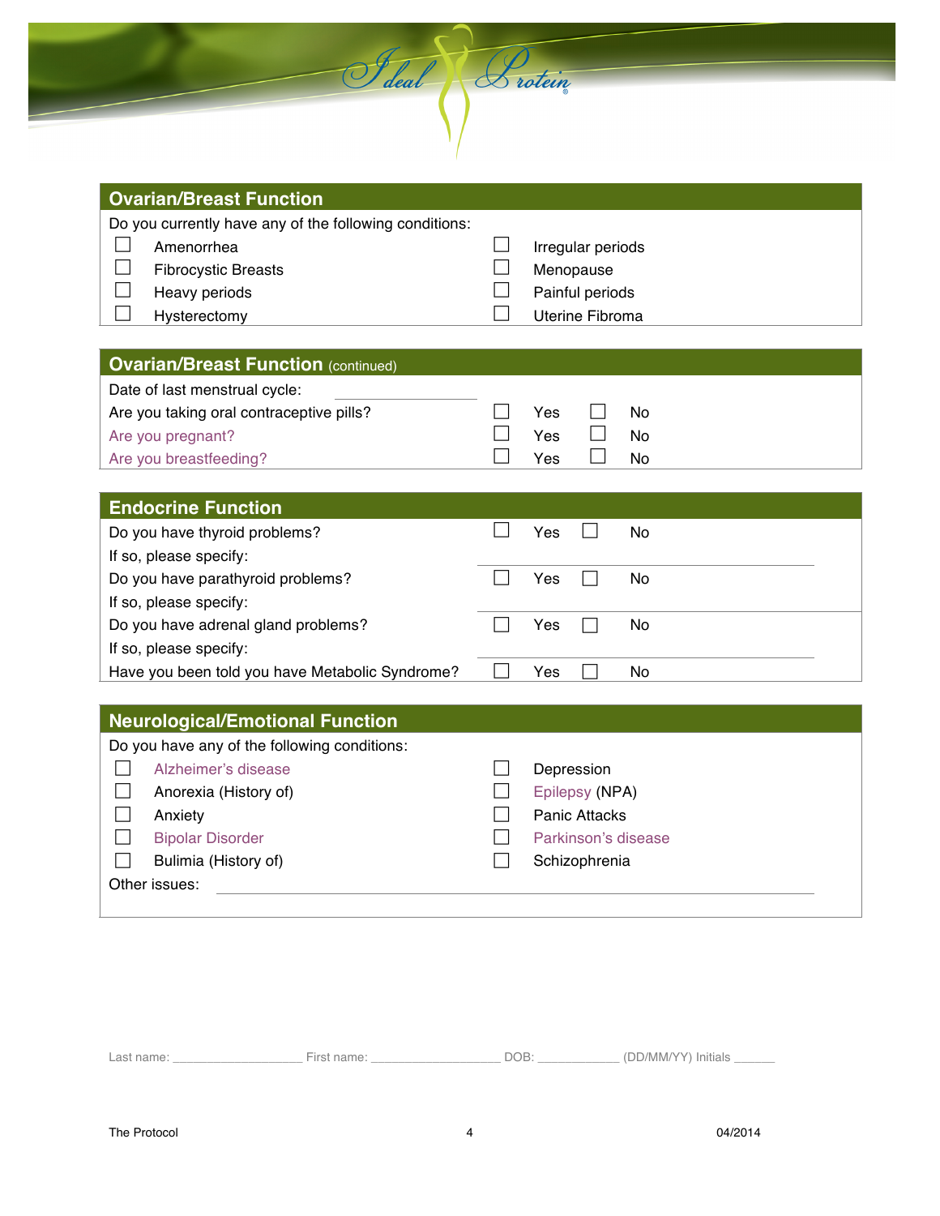## Ovarian/Breast Function

Do you currently have any of the following conditions:

- ☐ Amenorrhea
- ☐ Fibrocystic Breasts
- ☐ Heavy periods
- ☐ Hysterectomy
- ☐ Irregular periods
- ☐ Menopause
- ☐ Painful periods
- ☐ Uterine Fibroma

## Ovarian/Breast Function (continued)

Date of last menstrual cycle: ____________________

| | | |
|---|---|---|
| Are you taking oral contraceptive pills? | ☐ Yes | ☐ No |
| Are you pregnant? | ☐ Yes | ☐ No |
| Are you breastfeeding? | ☐ Yes | ☐ No |

## Endocrine Function

| | | |
|---|---|---|
| Do you have thyroid problems? | ☐ Yes | ☐ No |
| If so, please specify: ____________________ | | |
| Do you have parathyroid problems? | ☐ Yes | ☐ No |
| If so, please specify: ____________________ | | |
| Do you have adrenal gland problems? | ☐ Yes | ☐ No |
| If so, please specify: ____________________ | | |
| Have you been told you have Metabolic Syndrome? | ☐ Yes | ☐ No |

## Neurological/Emotional Function

Do you have any of the following conditions:

- ☐ Alzheimer's disease
- ☐ Anorexia (History of)
- ☐ Anxiety
- ☐ Bipolar Disorder
- ☐ Bulimia (History of)
- ☐ Depression
- ☐ Epilepsy (NPA)
- ☐ Panic Attacks
- ☐ Parkinson's disease
- ☐ Schizophrenia

Other issues: ____________________________________________

Last name: ____________ First name: ____________ DOB: __________ (DD/MM/YY) Initials ______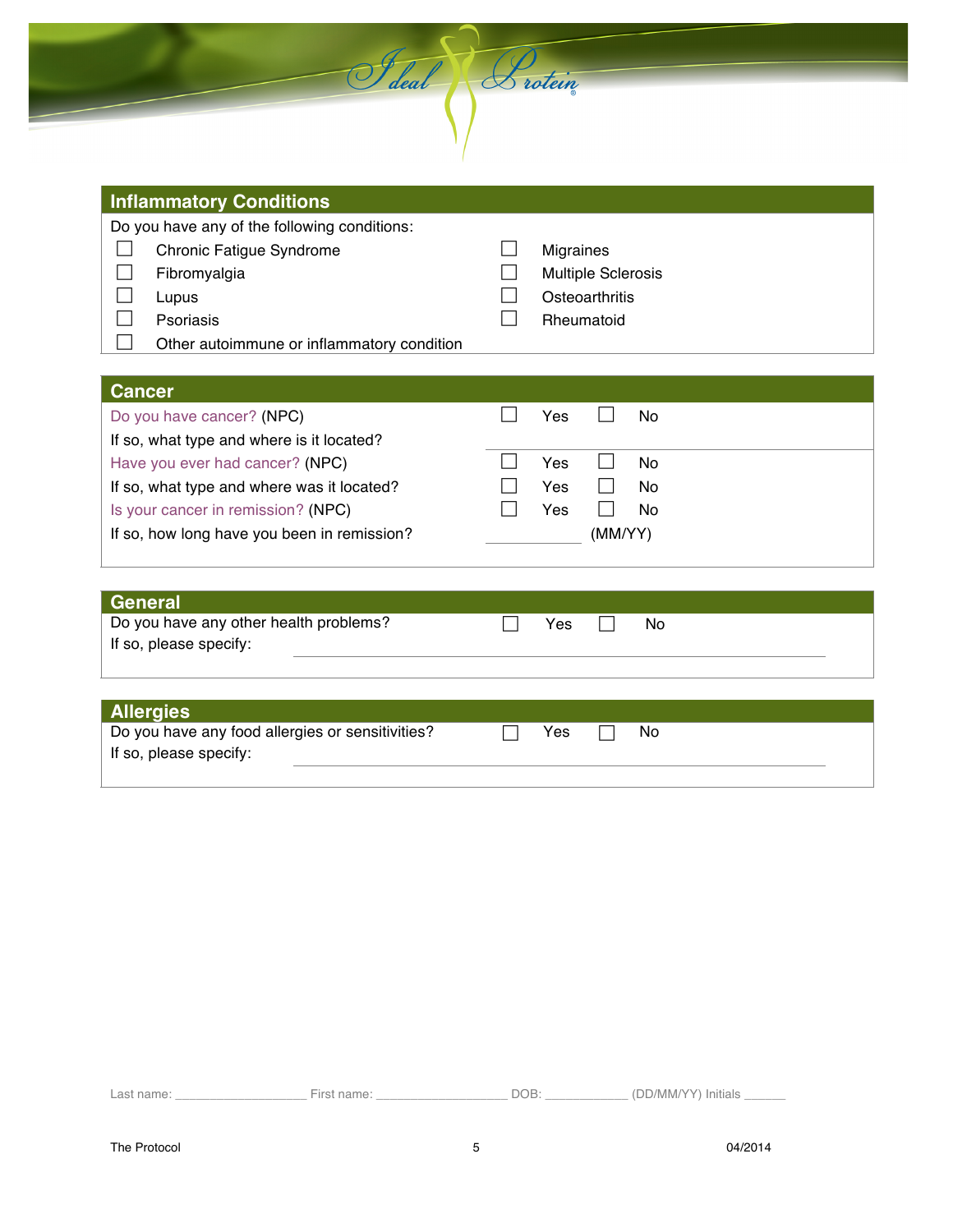## Inflammatory Conditions

Do you have any of the following conditions:

| | | | |
|---|---|---|---|
| ☐ | Chronic Fatigue Syndrome | ☐ | Migraines |
| ☐ | Fibromyalgia | ☐ | Multiple Sclerosis |
| ☐ | Lupus | ☐ | Osteoarthritis |
| ☐ | Psoriasis | ☐ | Rheumatoid |
| ☐ | Other autoimmune or inflammatory condition | | |

## Cancer

| | | |
|---|---|---|
| Do you have cancer? (NPC) | ☐ Yes | ☐ No |
| If so, what type and where is it located? | | |
| Have you ever had cancer? (NPC) | ☐ Yes | ☐ No |
| If so, what type and where was it located? | ☐ Yes | ☐ No |
| Is your cancer in remission? (NPC) | ☐ Yes | ☐ No |
| If so, how long have you been in remission? | ________ (MM/YY) | |

## General

Do you have any other health problems? ☐ Yes ☐ No

If so, please specify: ____________________________________________

## Allergies

Do you have any food allergies or sensitivities? ☐ Yes ☐ No

If so, please specify: ____________________________________________

Last name: __________________ First name: __________________ DOB: ____________ (DD/MM/YY) Initials ______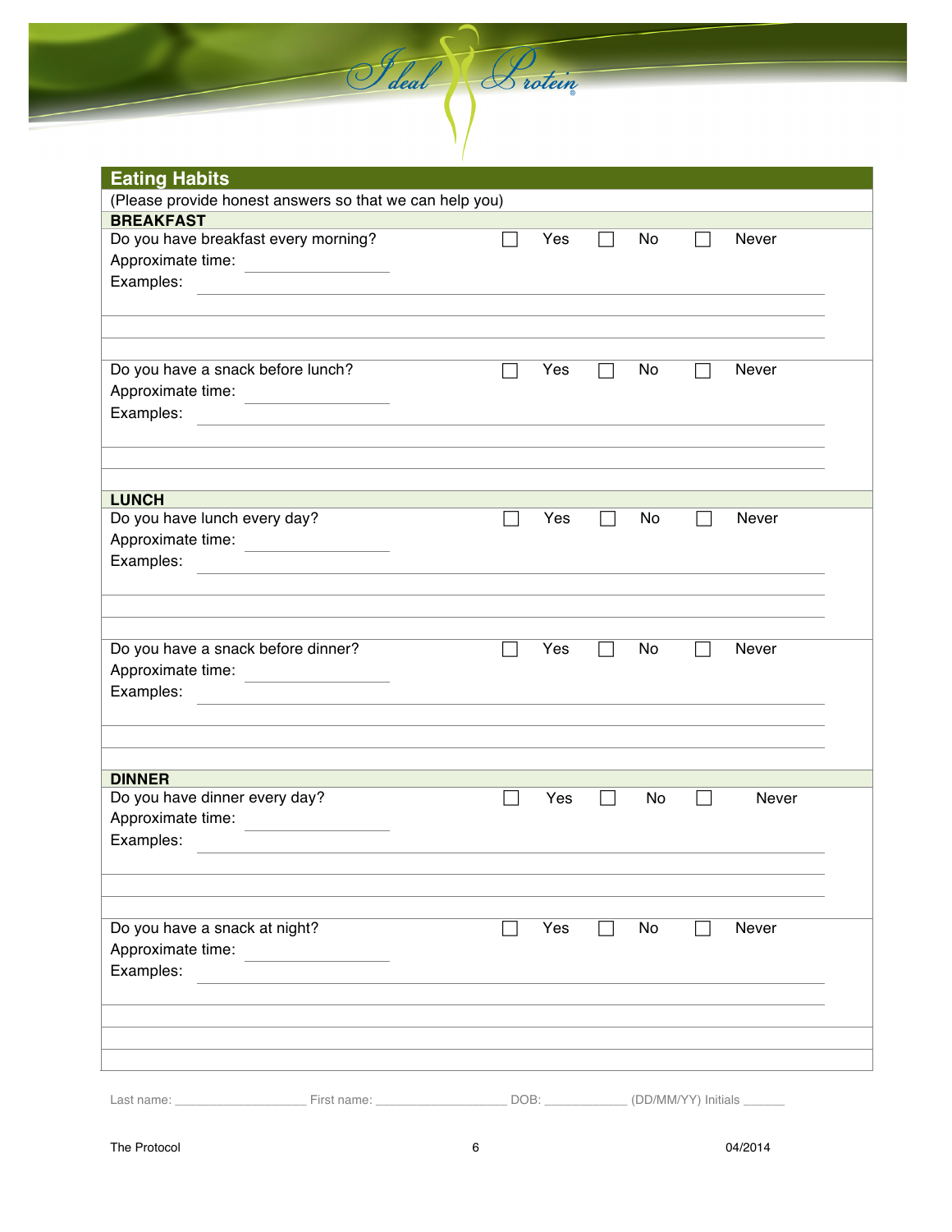## Eating Habits

(Please provide honest answers so that we can help you)

### BREAKFAST

Do you have breakfast every morning? ☐ Yes ☐ No ☐ Never

Approximate time: ______________

Examples: ____________________________________________

____________________________________________

____________________________________________

Do you have a snack before lunch? ☐ Yes ☐ No ☐ Never

Approximate time: ______________

Examples: ____________________________________________

____________________________________________

____________________________________________

### LUNCH

Do you have lunch every day? ☐ Yes ☐ No ☐ Never

Approximate time: ______________

Examples: ____________________________________________

____________________________________________

____________________________________________

Do you have a snack before dinner? ☐ Yes ☐ No ☐ Never

Approximate time: ______________

Examples: ____________________________________________

____________________________________________

____________________________________________

### DINNER

Do you have dinner every day? ☐ Yes ☐ No ☐ Never

Approximate time: ______________

Examples: ____________________________________________

____________________________________________

____________________________________________

Do you have a snack at night? ☐ Yes ☐ No ☐ Never

Approximate time: ______________

Examples: ____________________________________________

____________________________________________

____________________________________________

____________________________________________

Last name: ________________ First name: ________________ DOB: __________ (DD/MM/YY) Initials ______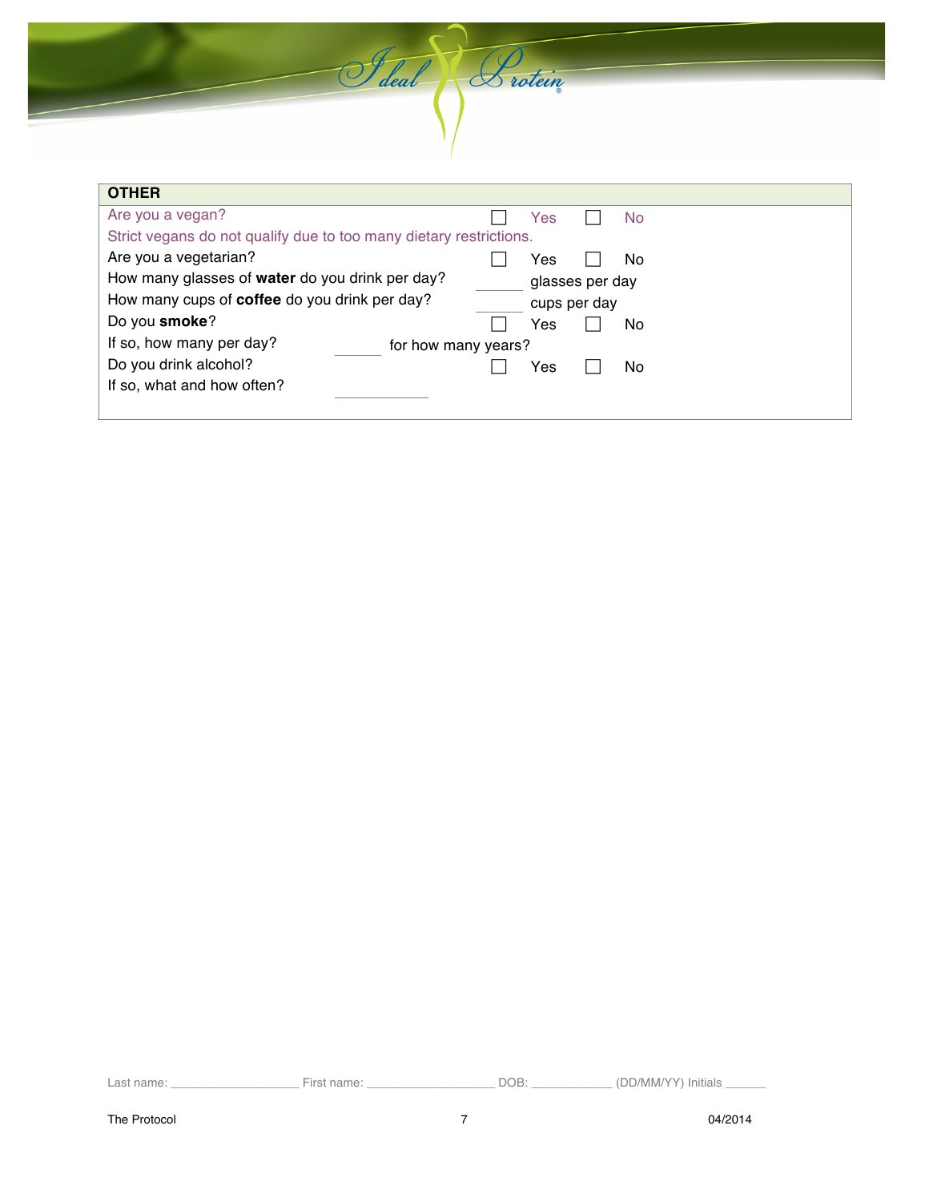## OTHER

Are you a vegan? ☐ Yes ☐ No

Strict vegans do not qualify due to too many dietary restrictions.

Are you a vegetarian? ☐ Yes ☐ No

How many glasses of **water** do you drink per day? ______ glasses per day

How many cups of **coffee** do you drink per day? ______ cups per day

Do you **smoke**? ☐ Yes ☐ No

If so, how many per day? ______ for how many years?

Do you drink alcohol? ☐ Yes ☐ No

If so, what and how often? ___________

Last name: ________________ First name: ________________ DOB: __________ (DD/MM/YY) Initials ______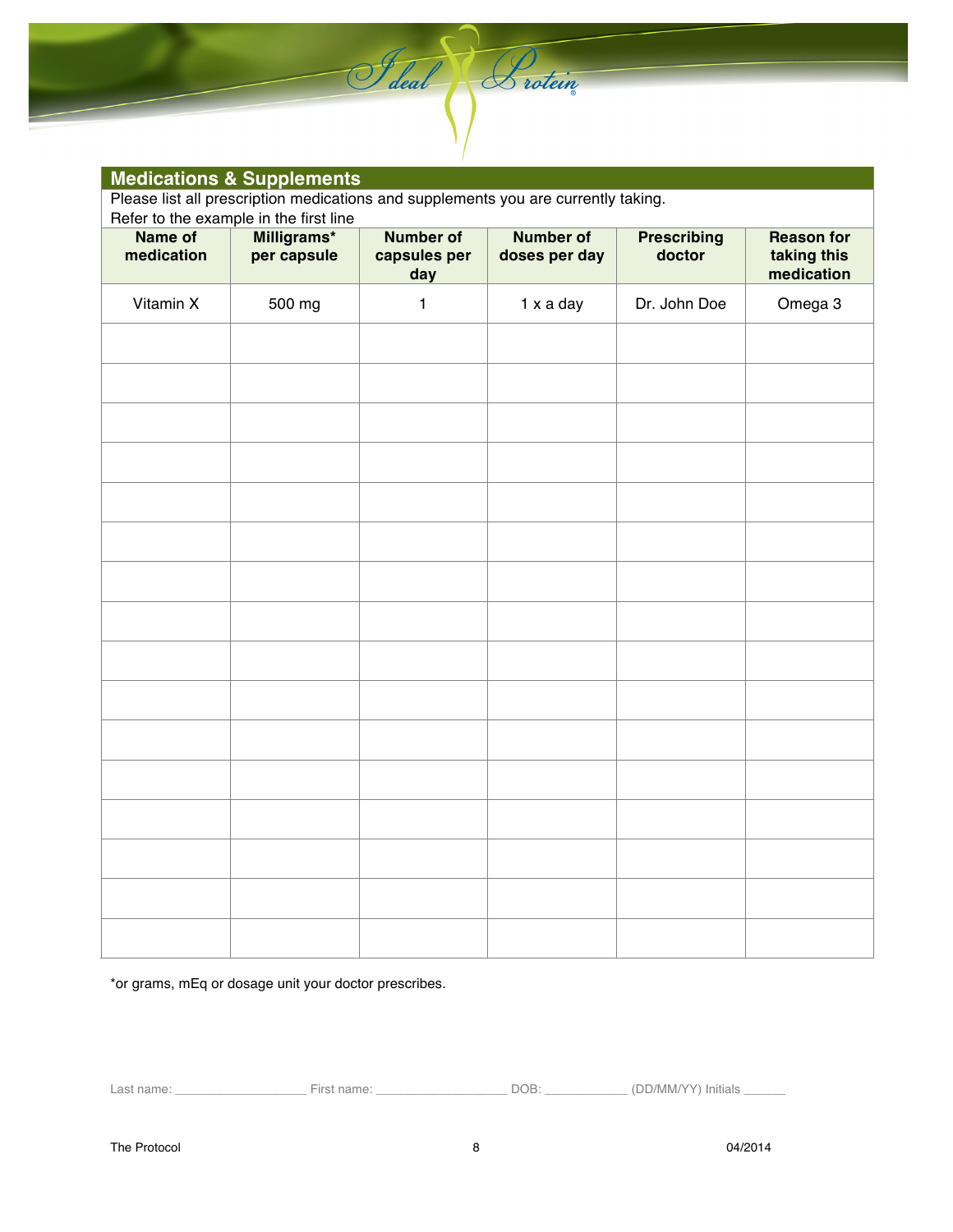## Medications & Supplements

Please list all prescription medications and supplements you are currently taking.
Refer to the example in the first line

| Name of medication | Milligrams* per capsule | Number of capsules per day | Number of doses per day | Prescribing doctor | Reason for taking this medication |
|---|---|---|---|---|---|
| Vitamin X | 500 mg | 1 | 1 x a day | Dr. John Doe | Omega 3 |
| | | | | | |
| | | | | | |
| | | | | | |
| | | | | | |
| | | | | | |
| | | | | | |
| | | | | | |
| | | | | | |
| | | | | | |
| | | | | | |
| | | | | | |
| | | | | | |
| | | | | | |
| | | | | | |
| | | | | | |
| | | | | | |

*or grams, mEq or dosage unit your doctor prescribes.

Last name: ___________________ First name: ___________________ DOB: ____________ (DD/MM/YY) Initials ______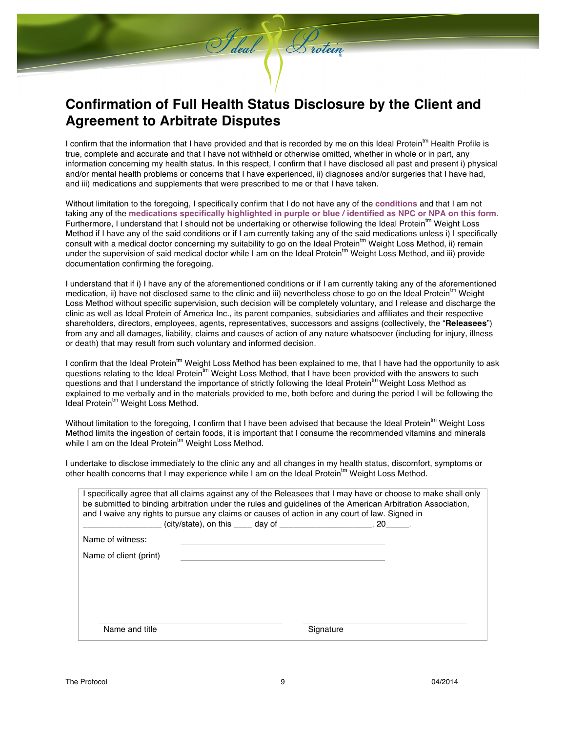# Confirmation of Full Health Status Disclosure by the Client and Agreement to Arbitrate Disputes

I confirm that the information that I have provided and that is recorded by me on this Ideal Protein[tm] Health Profile is true, complete and accurate and that I have not withheld or otherwise omitted, whether in whole or in part, any information concerning my health status. In this respect, I confirm that I have disclosed all past and present i) physical and/or mental health problems or concerns that I have experienced, ii) diagnoses and/or surgeries that I have had, and iii) medications and supplements that were prescribed to me or that I have taken.

Without limitation to the foregoing, I specifically confirm that I do not have any of the **conditions** and that I am not taking any of the **medications specifically highlighted in purple or blue / identified as NPC or NPA on this form.** Furthermore, I understand that I should not be undertaking or otherwise following the Ideal Protein[tm] Weight Loss Method if I have any of the said conditions or if I am currently taking any of the said medications unless i) I specifically consult with a medical doctor concerning my suitability to go on the Ideal Protein[tm] Weight Loss Method, ii) remain under the supervision of said medical doctor while I am on the Ideal Protein[tm] Weight Loss Method, and iii) provide documentation confirming the foregoing.

I understand that if i) I have any of the aforementioned conditions or if I am currently taking any of the aforementioned medication, ii) have not disclosed same to the clinic and iii) nevertheless chose to go on the Ideal Protein[tm] Weight Loss Method without specific supervision, such decision will be completely voluntary, and I release and discharge the clinic as well as Ideal Protein of America Inc., its parent companies, subsidiaries and affiliates and their respective shareholders, directors, employees, agents, representatives, successors and assigns (collectively, the "**Releasees**") from any and all damages, liability, claims and causes of action of any nature whatsoever (including for injury, illness or death) that may result from such voluntary and informed decision.

I confirm that the Ideal Protein[tm] Weight Loss Method has been explained to me, that I have had the opportunity to ask questions relating to the Ideal Protein[tm] Weight Loss Method, that I have been provided with the answers to such questions and that I understand the importance of strictly following the Ideal Protein[tm] Weight Loss Method as explained to me verbally and in the materials provided to me, both before and during the period I will be following the Ideal Protein[tm] Weight Loss Method.

Without limitation to the foregoing, I confirm that I have been advised that because the Ideal Protein[tm] Weight Loss Method limits the ingestion of certain foods, it is important that I consume the recommended vitamins and minerals while I am on the Ideal Protein[tm] Weight Loss Method.

I undertake to disclose immediately to the clinic any and all changes in my health status, discomfort, symptoms or other health concerns that I may experience while I am on the Ideal Protein[tm] Weight Loss Method.

I specifically agree that all claims against any of the Releasees that I may have or choose to make shall only be submitted to binding arbitration under the rules and guidelines of the American Arbitration Association, and I waive any rights to pursue any claims or causes of action in any court of law. Signed in _________________ (city/state), on this ____ day of ____________________, 20_____.

Name of witness: ______________________________

Name of client (print) ______________________________

______________________________ Name and title

______________________________ Signature